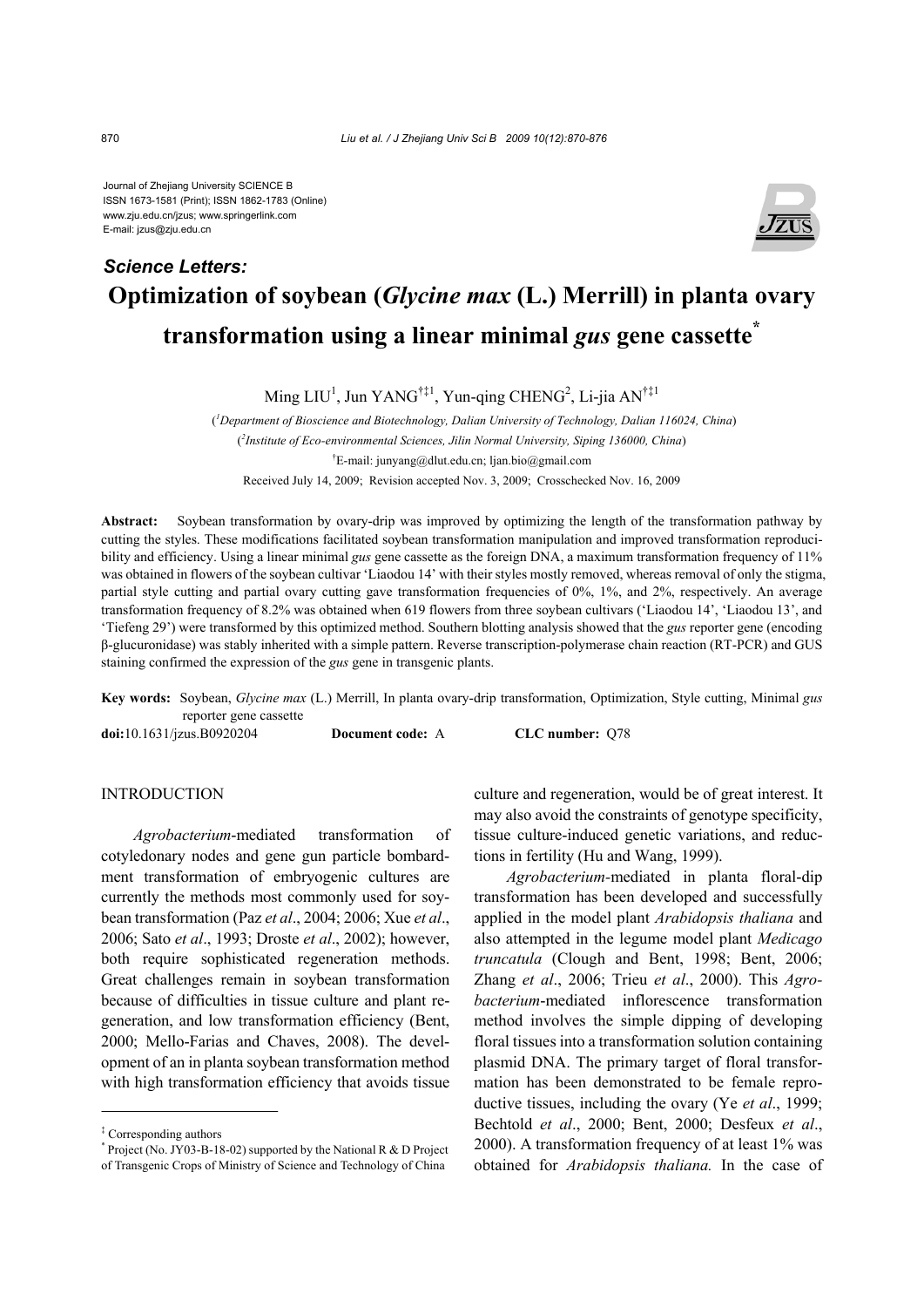Journal of Zhejiang University SCIENCE B
ISSN 1673-1581 (Print); ISSN 1862-1783 (Online)
www.zju.edu.cn/jzus; www.springerlink.com
E-mail: jzus@zju.edu.cn

***Science Letters:***

# Optimization of soybean (*Glycine max* (L.) Merrill) in planta ovary transformation using a linear minimal *gus* gene cassette*

Ming LIU[1], Jun YANG[†‡1], Yun-qing CHENG[2], Li-jia AN[†‡1]

([1]*Department of Bioscience and Biotechnology, Dalian University of Technology, Dalian 116024, China*)

([2]*Institute of Eco-environmental Sciences, Jilin Normal University, Siping 136000, China*)

[†]E-mail: junyang@dlut.edu.cn; ljan.bio@gmail.com

Received July 14, 2009; Revision accepted Nov. 3, 2009; Crosschecked Nov. 16, 2009

**Abstract:** Soybean transformation by ovary-drip was improved by optimizing the length of the transformation pathway by cutting the styles. These modifications facilitated soybean transformation manipulation and improved transformation reproducibility and efficiency. Using a linear minimal *gus* gene cassette as the foreign DNA, a maximum transformation frequency of 11% was obtained in flowers of the soybean cultivar 'Liaodou 14' with their styles mostly removed, whereas removal of only the stigma, partial style cutting and partial ovary cutting gave transformation frequencies of 0%, 1%, and 2%, respectively. An average transformation frequency of 8.2% was obtained when 619 flowers from three soybean cultivars ('Liaodou 14', 'Liaodou 13', and 'Tiefeng 29') were transformed by this optimized method. Southern blotting analysis showed that the *gus* reporter gene (encoding β-glucuronidase) was stably inherited with a simple pattern. Reverse transcription-polymerase chain reaction (RT-PCR) and GUS staining confirmed the expression of the *gus* gene in transgenic plants.

**Key words:** Soybean, *Glycine max* (L.) Merrill, In planta ovary-drip transformation, Optimization, Style cutting, Minimal *gus* reporter gene cassette

**doi:**10.1631/jzus.B0920204 **Document code:** A **CLC number:** Q78

## INTRODUCTION

*Agrobacterium*-mediated transformation of cotyledonary nodes and gene gun particle bombardment transformation of embryogenic cultures are currently the methods most commonly used for soybean transformation (Paz *et al*., 2004; 2006; Xue *et al*., 2006; Sato *et al*., 1993; Droste *et al*., 2002); however, both require sophisticated regeneration methods. Great challenges remain in soybean transformation because of difficulties in tissue culture and plant regeneration, and low transformation efficiency (Bent, 2000; Mello-Farias and Chaves, 2008). The development of an in planta soybean transformation method with high transformation efficiency that avoids tissue culture and regeneration, would be of great interest. It may also avoid the constraints of genotype specificity, tissue culture-induced genetic variations, and reductions in fertility (Hu and Wang, 1999).

*Agrobacterium*-mediated in planta floral-dip transformation has been developed and successfully applied in the model plant *Arabidopsis thaliana* and also attempted in the legume model plant *Medicago truncatula* (Clough and Bent, 1998; Bent, 2006; Zhang *et al*., 2006; Trieu *et al*., 2000). This *Agrobacterium*-mediated inflorescence transformation method involves the simple dipping of developing floral tissues into a transformation solution containing plasmid DNA. The primary target of floral transformation has been demonstrated to be female reproductive tissues, including the ovary (Ye *et al*., 1999; Bechtold *et al*., 2000; Bent, 2000; Desfeux *et al*., 2000). A transformation frequency of at least 1% was obtained for *Arabidopsis thaliana.* In the case of

---

‡ Corresponding authors

\* Project (No. JY03-B-18-02) supported by the National R & D Project of Transgenic Crops of Ministry of Science and Technology of China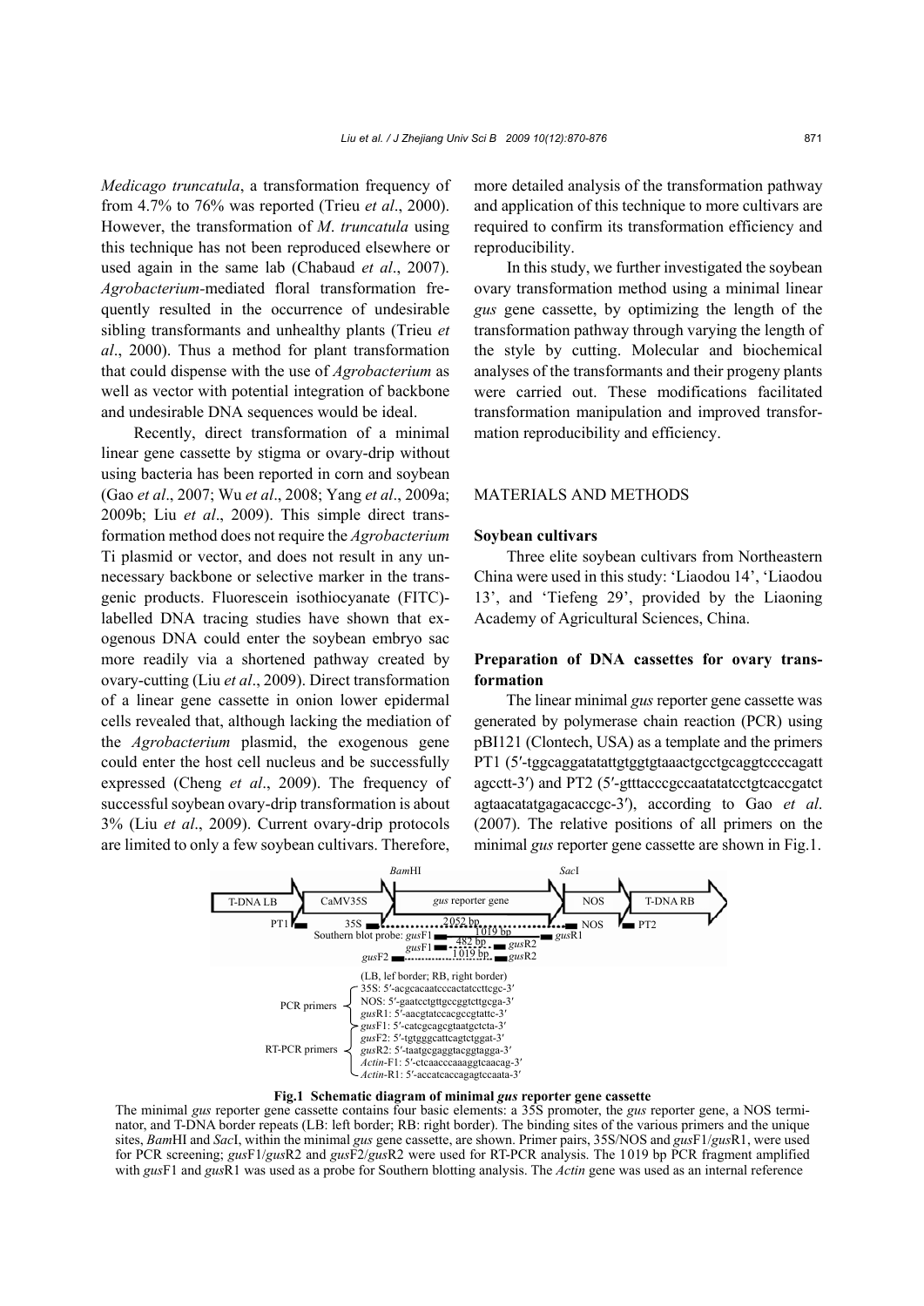*Medicago truncatula*, a transformation frequency of from 4.7% to 76% was reported (Trieu *et al*., 2000). However, the transformation of *M. truncatula* using this technique has not been reproduced elsewhere or used again in the same lab (Chabaud *et al*., 2007). *Agrobacterium*-mediated floral transformation frequently resulted in the occurrence of undesirable sibling transformants and unhealthy plants (Trieu *et al*., 2000). Thus a method for plant transformation that could dispense with the use of *Agrobacterium* as well as vector with potential integration of backbone and undesirable DNA sequences would be ideal.

Recently, direct transformation of a minimal linear gene cassette by stigma or ovary-drip without using bacteria has been reported in corn and soybean (Gao *et al*., 2007; Wu *et al*., 2008; Yang *et al*., 2009a; 2009b; Liu *et al*., 2009). This simple direct transformation method does not require the *Agrobacterium* Ti plasmid or vector, and does not result in any unnecessary backbone or selective marker in the transgenic products. Fluorescein isothiocyanate (FITC)-labelled DNA tracing studies have shown that exogenous DNA could enter the soybean embryo sac more readily via a shortened pathway created by ovary-cutting (Liu *et al*., 2009). Direct transformation of a linear gene cassette in onion lower epidermal cells revealed that, although lacking the mediation of the *Agrobacterium* plasmid, the exogenous gene could enter the host cell nucleus and be successfully expressed (Cheng *et al*., 2009). The frequency of successful soybean ovary-drip transformation is about 3% (Liu *et al*., 2009). Current ovary-drip protocols are limited to only a few soybean cultivars. Therefore, more detailed analysis of the transformation pathway and application of this technique to more cultivars are required to confirm its transformation efficiency and reproducibility.

In this study, we further investigated the soybean ovary transformation method using a minimal linear *gus* gene cassette, by optimizing the length of the transformation pathway through varying the length of the style by cutting. Molecular and biochemical analyses of the transformants and their progeny plants were carried out. These modifications facilitated transformation manipulation and improved transformation reproducibility and efficiency.

## MATERIALS AND METHODS

### Soybean cultivars

Three elite soybean cultivars from Northeastern China were used in this study: 'Liaodou 14', 'Liaodou 13', and 'Tiefeng 29', provided by the Liaoning Academy of Agricultural Sciences, China.

### Preparation of DNA cassettes for ovary transformation

The linear minimal *gus* reporter gene cassette was generated by polymerase chain reaction (PCR) using pBI121 (Clontech, USA) as a template and the primers PT1 (5′-tggcaggatatattgtggtgtaaactgcctgcaggtccccagatt agcctt-3′) and PT2 (5′-gtttacccgccaatatatcctgtcaccgatct agtaacatatgagacaccgc-3′), according to Gao *et al*. (2007). The relative positions of all primers on the minimal *gus* reporter gene cassette are shown in Fig.1.

T-DNA LB | CaMV35S | *Bam*HI | *gus* reporter gene | *Sac*I | NOS | T-DNA RB

PT1 | 35S | 2052 bp | NOS | PT2

Southern blot probe: *gus*F1 — 1019 bp — *gus*R1

*gus*F1 — 482 bp — *gus*R2

*gus*F2 — 1019 bp — *gus*R2

(LB, lef border; RB, right border)

PCR primers:
- 35S: 5′-acgcacaatcccactatccttcgc-3′
- NOS: 5′-gaatcctgttgccggtcttgcga-3′
- *gus*R1: 5′-aacgtatccacgccgtattc-3′

RT-PCR primers:
- *gus*F1: 5′-catcgcagcgtaatgctcta-3′
- *gus*F2: 5′-tgtgggcattcagtctggat-3′
- *gus*R2: 5′-taatgcgaggtacggtagga-3′
- *Actin*-F1: 5′-ctcaacccaaaggtcaacag-3′
- *Actin*-R1: 5′-accatcaccagagtccaata-3′

**Fig.1 Schematic diagram of minimal *gus* reporter gene cassette**

The minimal *gus* reporter gene cassette contains four basic elements: a 35S promoter, the *gus* reporter gene, a NOS terminator, and T-DNA border repeats (LB: left border; RB: right border). The binding sites of the various primers and the unique sites, *Bam*HI and *Sac*I, within the minimal *gus* gene cassette, are shown. Primer pairs, 35S/NOS and *gus*F1/*gus*R1, were used for PCR screening; *gus*F1/*gus*R2 and *gus*F2/*gus*R2 were used for RT-PCR analysis. The 1019 bp PCR fragment amplified with *gus*F1 and *gus*R1 was used as a probe for Southern blotting analysis. The *Actin* gene was used as an internal reference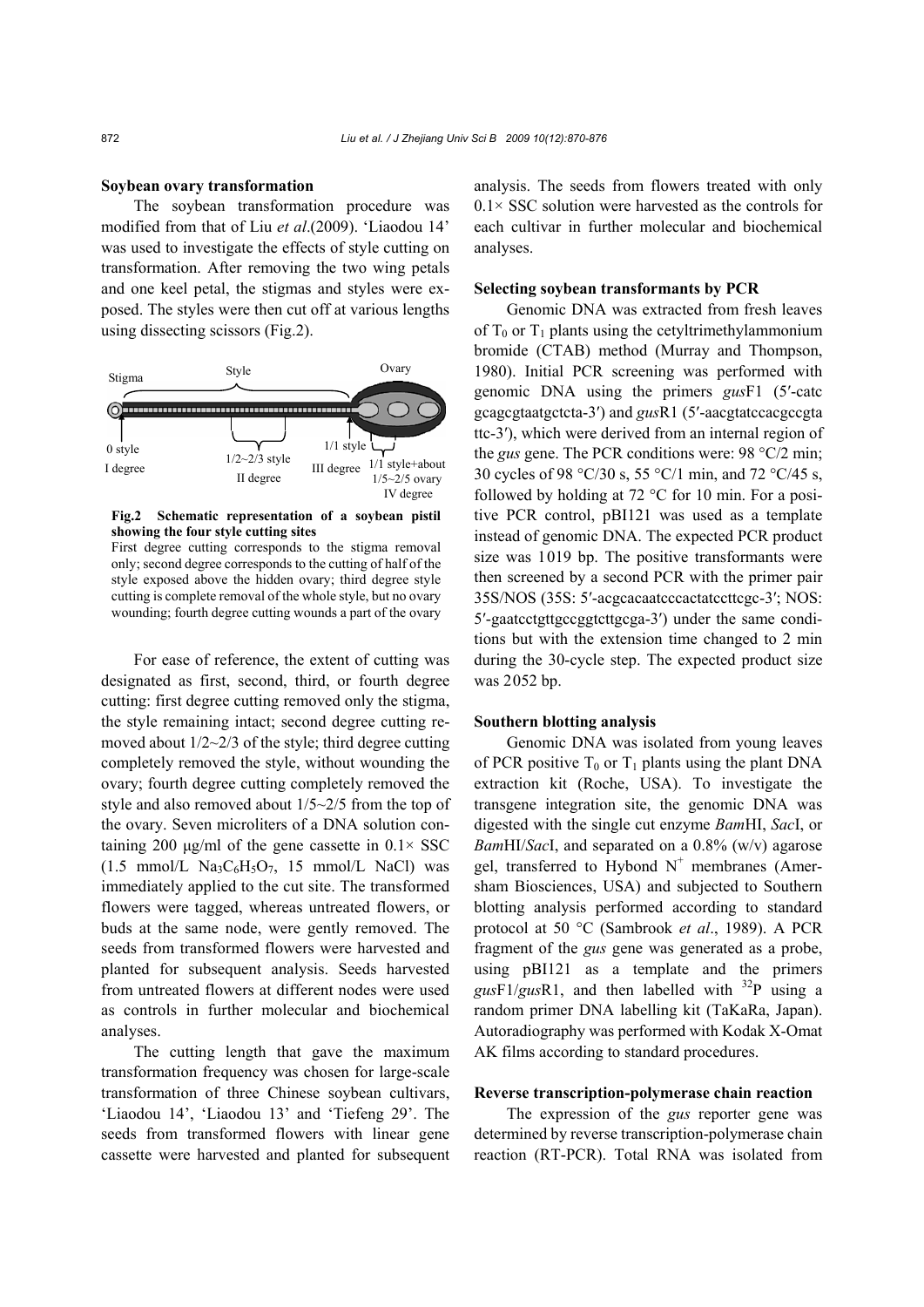### Soybean ovary transformation

The soybean transformation procedure was modified from that of Liu *et al*.(2009). 'Liaodou 14' was used to investigate the effects of style cutting on transformation. After removing the two wing petals and one keel petal, the stigmas and styles were exposed. The styles were then cut off at various lengths using dissecting scissors (Fig.2).

**Fig.2 Schematic representation of a soybean pistil showing the four style cutting sites**

First degree cutting corresponds to the stigma removal only; second degree corresponds to the cutting of half of the style exposed above the hidden ovary; third degree style cutting is complete removal of the whole style, but no ovary wounding; fourth degree cutting wounds a part of the ovary

For ease of reference, the extent of cutting was designated as first, second, third, or fourth degree cutting: first degree cutting removed only the stigma, the style remaining intact; second degree cutting removed about 1/2~2/3 of the style; third degree cutting completely removed the style, without wounding the ovary; fourth degree cutting completely removed the style and also removed about 1/5~2/5 from the top of the ovary. Seven microliters of a DNA solution containing 200 μg/ml of the gene cassette in 0.1× SSC (1.5 mmol/L $Na_3C_6H_5O_7$, 15 mmol/L NaCl) was immediately applied to the cut site. The transformed flowers were tagged, whereas untreated flowers, or buds at the same node, were gently removed. The seeds from transformed flowers were harvested and planted for subsequent analysis. Seeds harvested from untreated flowers at different nodes were used as controls in further molecular and biochemical analyses.

The cutting length that gave the maximum transformation frequency was chosen for large-scale transformation of three Chinese soybean cultivars, 'Liaodou 14', 'Liaodou 13' and 'Tiefeng 29'. The seeds from transformed flowers with linear gene cassette were harvested and planted for subsequent analysis. The seeds from flowers treated with only 0.1× SSC solution were harvested as the controls for each cultivar in further molecular and biochemical analyses.

### Selecting soybean transformants by PCR

Genomic DNA was extracted from fresh leaves of $T_0$ or $T_1$ plants using the cetyltrimethylammonium bromide (CTAB) method (Murray and Thompson, 1980). Initial PCR screening was performed with genomic DNA using the primers *gus*F1 (5′-catcgcagcgtaatgctcta-3′) and *gus*R1 (5′-aacgtatccacgccgtattc-3′), which were derived from an internal region of the *gus* gene. The PCR conditions were: 98 °C/2 min; 30 cycles of 98 °C/30 s, 55 °C/1 min, and 72 °C/45 s, followed by holding at 72 °C for 10 min. For a positive PCR control, pBI121 was used as a template instead of genomic DNA. The expected PCR product size was 1019 bp. The positive transformants were then screened by a second PCR with the primer pair 35S/NOS (35S: 5′-acgcacaatcccactatccttcgc-3′; NOS: 5′-gaatcctgttgccggtcttgcga-3′) under the same conditions but with the extension time changed to 2 min during the 30-cycle step. The expected product size was 2052 bp.

### Southern blotting analysis

Genomic DNA was isolated from young leaves of PCR positive $T_0$ or $T_1$ plants using the plant DNA extraction kit (Roche, USA). To investigate the transgene integration site, the genomic DNA was digested with the single cut enzyme *Bam*HI, *Sac*I, or *Bam*HI/*Sac*I, and separated on a 0.8% (w/v) agarose gel, transferred to Hybond $N^+$ membranes (Amersham Biosciences, USA) and subjected to Southern blotting analysis performed according to standard protocol at 50 °C (Sambrook *et al*., 1989). A PCR fragment of the *gus* gene was generated as a probe, using pBI121 as a template and the primers *gus*F1/*gus*R1, and then labelled with $^{32}P$ using a random primer DNA labelling kit (TaKaRa, Japan). Autoradiography was performed with Kodak X-Omat AK films according to standard procedures.

### Reverse transcription-polymerase chain reaction

The expression of the *gus* reporter gene was determined by reverse transcription-polymerase chain reaction (RT-PCR). Total RNA was isolated from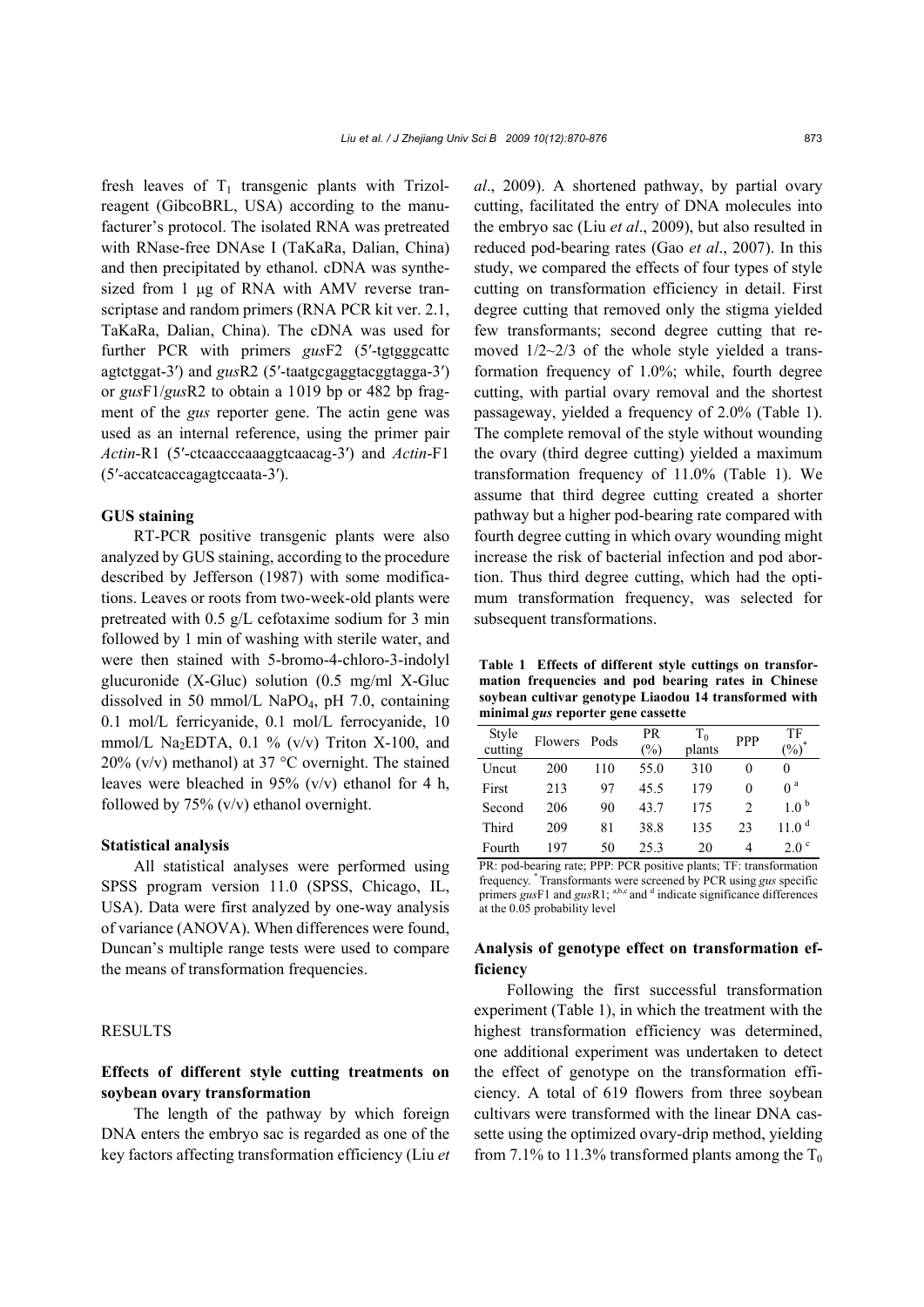fresh leaves of $T_1$ transgenic plants with Trizol-reagent (GibcoBRL, USA) according to the manufacturer's protocol. The isolated RNA was pretreated with RNase-free DNAse I (TaKaRa, Dalian, China) and then precipitated by ethanol. cDNA was synthesized from 1 μg of RNA with AMV reverse transcriptase and random primers (RNA PCR kit ver. 2.1, TaKaRa, Dalian, China). The cDNA was used for further PCR with primers *gus*F2 (5′-tgtgggcattc agtctggat-3′) and *gus*R2 (5′-taatgcgaggtacggtagga-3′) or *gus*F1/*gus*R2 to obtain a 1019 bp or 482 bp fragment of the *gus* reporter gene. The actin gene was used as an internal reference, using the primer pair *Actin*-R1 (5′-ctcaacccaaaggtcaacag-3′) and *Actin*-F1 (5′-accatcaccagagtccaata-3′).

### GUS staining

RT-PCR positive transgenic plants were also analyzed by GUS staining, according to the procedure described by Jefferson (1987) with some modifications. Leaves or roots from two-week-old plants were pretreated with 0.5 g/L cefotaxime sodium for 3 min followed by 1 min of washing with sterile water, and were then stained with 5-bromo-4-chloro-3-indolyl glucuronide (X-Gluc) solution (0.5 mg/ml X-Gluc dissolved in 50 mmol/L $NaPO_4$, pH 7.0, containing 0.1 mol/L ferricyanide, 0.1 mol/L ferrocyanide, 10 mmol/L $Na_2EDTA$, 0.1 % (v/v) Triton X-100, and 20% (v/v) methanol) at 37 °C overnight. The stained leaves were bleached in 95% (v/v) ethanol for 4 h, followed by 75% (v/v) ethanol overnight.

### Statistical analysis

All statistical analyses were performed using SPSS program version 11.0 (SPSS, Chicago, IL, USA). Data were first analyzed by one-way analysis of variance (ANOVA). When differences were found, Duncan's multiple range tests were used to compare the means of transformation frequencies.

## RESULTS

### Effects of different style cutting treatments on soybean ovary transformation

The length of the pathway by which foreign DNA enters the embryo sac is regarded as one of the key factors affecting transformation efficiency (Liu *et al*., 2009). A shortened pathway, by partial ovary cutting, facilitated the entry of DNA molecules into the embryo sac (Liu *et al*., 2009), but also resulted in reduced pod-bearing rates (Gao *et al*., 2007). In this study, we compared the effects of four types of style cutting on transformation efficiency in detail. First degree cutting that removed only the stigma yielded few transformants; second degree cutting that removed 1/2~2/3 of the whole style yielded a transformation frequency of 1.0%; while, fourth degree cutting, with partial ovary removal and the shortest passageway, yielded a frequency of 2.0% (Table 1). The complete removal of the style without wounding the ovary (third degree cutting) yielded a maximum transformation frequency of 11.0% (Table 1). We assume that third degree cutting created a shorter pathway but a higher pod-bearing rate compared with fourth degree cutting in which ovary wounding might increase the risk of bacterial infection and pod abortion. Thus third degree cutting, which had the optimum transformation frequency, was selected for subsequent transformations.

**Table 1 Effects of different style cuttings on transformation frequencies and pod bearing rates in Chinese soybean cultivar genotype Liaodou 14 transformed with minimal *gus* reporter gene cassette**

| Style cutting | Flowers | Pods | PR (%) | $T_0$ plants | PPP | TF (%)* |
|---|---|---|---|---|---|---|
| Uncut | 200 | 110 | 55.0 | 310 | 0 | 0 |
| First | 213 | 97 | 45.5 | 179 | 0 | 0 [a] |
| Second | 206 | 90 | 43.7 | 175 | 2 | 1.0 [b] |
| Third | 209 | 81 | 38.8 | 135 | 23 | 11.0 [d] |
| Fourth | 197 | 50 | 25.3 | 20 | 4 | 2.0 [c] |

PR: pod-bearing rate; PPP: PCR positive plants; TF: transformation frequency. * Transformants were screened by PCR using *gus* specific primers *gus*F1 and *gus*R1; [a,b,c] and [d] indicate significance differences at the 0.05 probability level

### Analysis of genotype effect on transformation efficiency

Following the first successful transformation experiment (Table 1), in which the treatment with the highest transformation efficiency was determined, one additional experiment was undertaken to detect the effect of genotype on the transformation efficiency. A total of 619 flowers from three soybean cultivars were transformed with the linear DNA cassette using the optimized ovary-drip method, yielding from 7.1% to 11.3% transformed plants among the $T_0$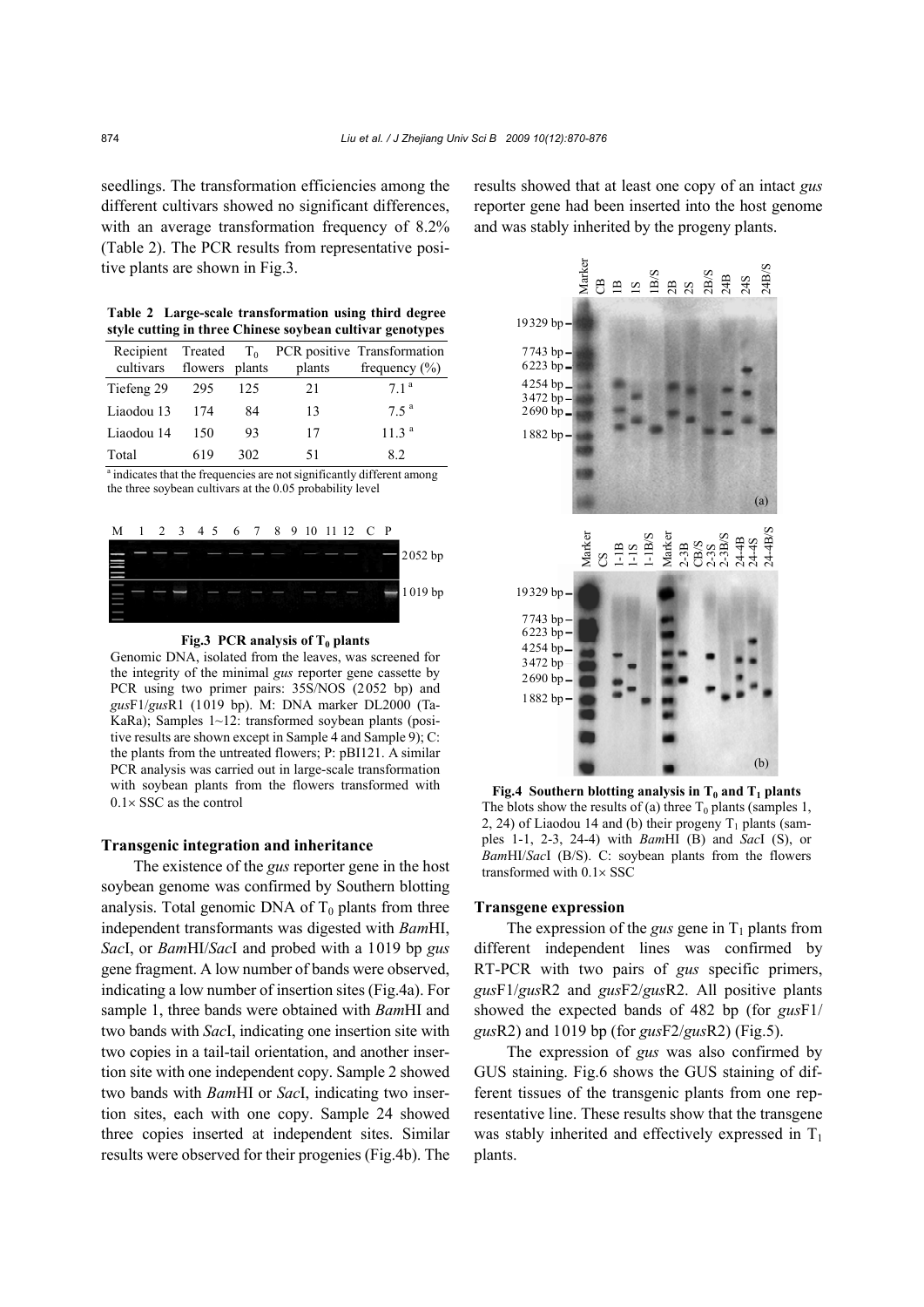seedlings. The transformation efficiencies among the different cultivars showed no significant differences, with an average transformation frequency of 8.2% (Table 2). The PCR results from representative positive plants are shown in Fig.3.

**Table 2 Large-scale transformation using third degree style cutting in three Chinese soybean cultivar genotypes**

| Recipient cultivars | Treated flowers | $T_0$ plants | PCR positive plants | Transformation frequency (%) |
|---|---|---|---|---|
| Tiefeng 29 | 295 | 125 | 21 | 7.1 [a] |
| Liaodou 13 | 174 | 84 | 13 | 7.5 [a] |
| Liaodou 14 | 150 | 93 | 17 | 11.3 [a] |
| Total | 619 | 302 | 51 | 8.2 |

[a] indicates that the frequencies are not significantly different among the three soybean cultivars at the 0.05 probability level

**Fig.3 PCR analysis of $T_0$ plants**

Genomic DNA, isolated from the leaves, was screened for the integrity of the minimal *gus* reporter gene cassette by PCR using two primer pairs: 35S/NOS (2052 bp) and *gus*F1/*gus*R1 (1019 bp). M: DNA marker DL2000 (TaKaRa); Samples 1~12: transformed soybean plants (positive results are shown except in Sample 4 and Sample 9); C: the plants from the untreated flowers; P: pBI121. A similar PCR analysis was carried out in large-scale transformation with soybean plants from the flowers transformed with 0.1× SSC as the control

### Transgenic integration and inheritance

The existence of the *gus* reporter gene in the host soybean genome was confirmed by Southern blotting analysis. Total genomic DNA of $T_0$ plants from three independent transformants was digested with *Bam*HI, *Sac*I, or *Bam*HI/*Sac*I and probed with a 1019 bp *gus* gene fragment. A low number of bands were observed, indicating a low number of insertion sites (Fig.4a). For sample 1, three bands were obtained with *Bam*HI and two bands with *Sac*I, indicating one insertion site with two copies in a tail-tail orientation, and another insertion site with one independent copy. Sample 2 showed two bands with *Bam*HI or *Sac*I, indicating two insertion sites, each with one copy. Sample 24 showed three copies inserted at independent sites. Similar results were observed for their progenies (Fig.4b). The results showed that at least one copy of an intact *gus* reporter gene had been inserted into the host genome and was stably inherited by the progeny plants.

**Fig.4 Southern blotting analysis in $T_0$ and $T_1$ plants**

The blots show the results of (a) three $T_0$ plants (samples 1, 2, 24) of Liaodou 14 and (b) their progeny $T_1$ plants (samples 1-1, 2-3, 24-4) with *Bam*HI (B) and *Sac*I (S), or *Bam*HI/*Sac*I (B/S). C: soybean plants from the flowers transformed with 0.1× SSC

### Transgene expression

The expression of the *gus* gene in $T_1$ plants from different independent lines was confirmed by RT-PCR with two pairs of *gus* specific primers, *gus*F1/*gus*R2 and *gus*F2/*gus*R2. All positive plants showed the expected bands of 482 bp (for *gus*F1/*gus*R2) and 1019 bp (for *gus*F2/*gus*R2) (Fig.5).

The expression of *gus* was also confirmed by GUS staining. Fig.6 shows the GUS staining of different tissues of the transgenic plants from one representative line. These results show that the transgene was stably inherited and effectively expressed in $T_1$ plants.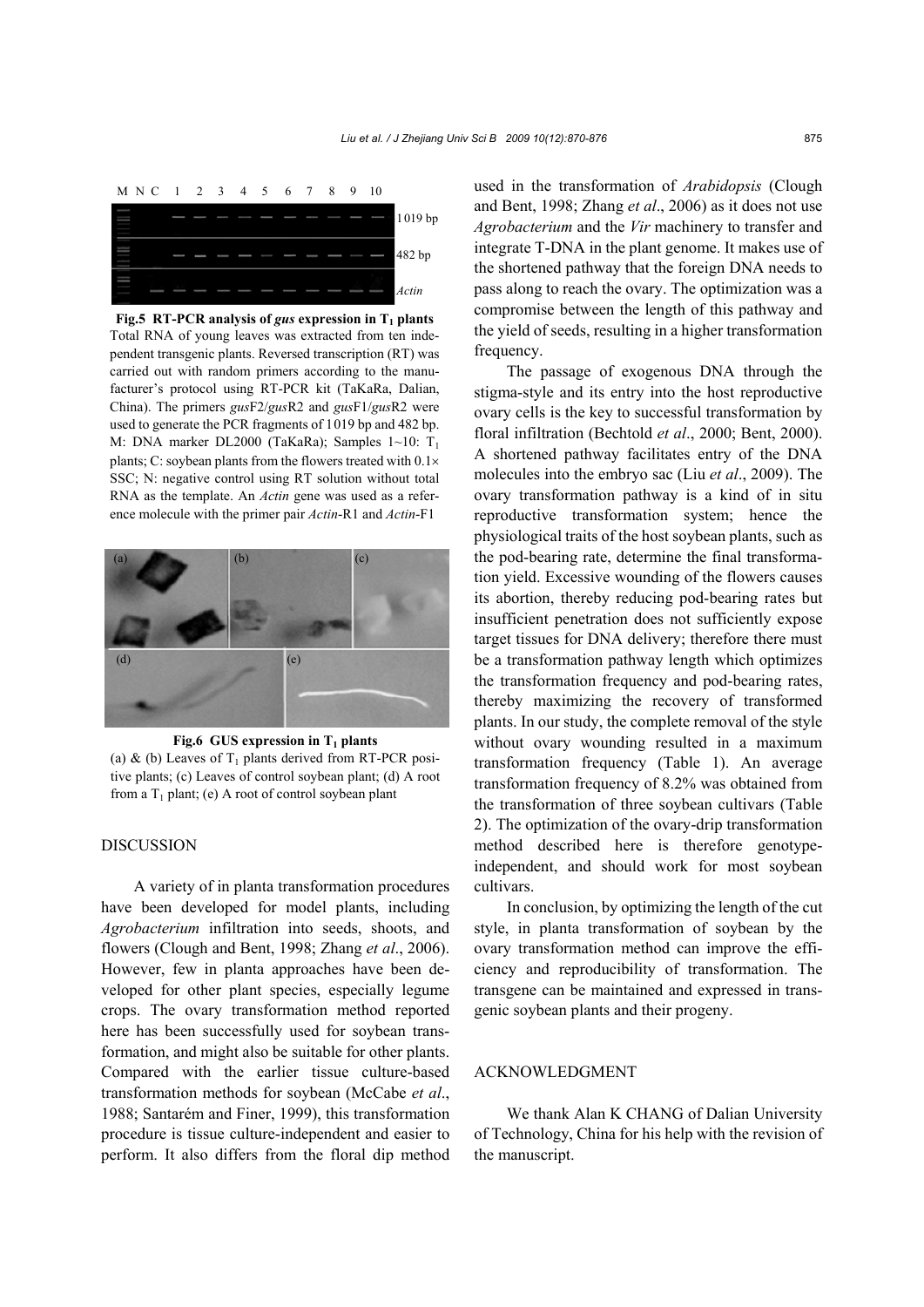**Fig.5 RT-PCR analysis of *gus* expression in $T_1$ plants**
Total RNA of young leaves was extracted from ten independent transgenic plants. Reversed transcription (RT) was carried out with random primers according to the manufacturer's protocol using RT-PCR kit (TaKaRa, Dalian, China). The primers *gus*F2/*gus*R2 and *gus*F1/*gus*R2 were used to generate the PCR fragments of 1019 bp and 482 bp. M: DNA marker DL2000 (TaKaRa); Samples 1~10: $T_1$ plants; C: soybean plants from the flowers treated with 0.1× SSC; N: negative control using RT solution without total RNA as the template. An *Actin* gene was used as a reference molecule with the primer pair *Actin*-R1 and *Actin*-F1

**Fig.6 GUS expression in $T_1$ plants**
(a) & (b) Leaves of $T_1$ plants derived from RT-PCR positive plants; (c) Leaves of control soybean plant; (d) A root from a $T_1$ plant; (e) A root of control soybean plant

## DISCUSSION

A variety of in planta transformation procedures have been developed for model plants, including *Agrobacterium* infiltration into seeds, shoots, and flowers (Clough and Bent, 1998; Zhang *et al*., 2006). However, few in planta approaches have been developed for other plant species, especially legume crops. The ovary transformation method reported here has been successfully used for soybean transformation, and might also be suitable for other plants. Compared with the earlier tissue culture-based transformation methods for soybean (McCabe *et al*., 1988; Santarém and Finer, 1999), this transformation procedure is tissue culture-independent and easier to perform. It also differs from the floral dip method used in the transformation of *Arabidopsis* (Clough and Bent, 1998; Zhang *et al*., 2006) as it does not use *Agrobacterium* and the *Vir* machinery to transfer and integrate T-DNA in the plant genome. It makes use of the shortened pathway that the foreign DNA needs to pass along to reach the ovary. The optimization was a compromise between the length of this pathway and the yield of seeds, resulting in a higher transformation frequency.

The passage of exogenous DNA through the stigma-style and its entry into the host reproductive ovary cells is the key to successful transformation by floral infiltration (Bechtold *et al*., 2000; Bent, 2000). A shortened pathway facilitates entry of the DNA molecules into the embryo sac (Liu *et al*., 2009). The ovary transformation pathway is a kind of in situ reproductive transformation system; hence the physiological traits of the host soybean plants, such as the pod-bearing rate, determine the final transformation yield. Excessive wounding of the flowers causes its abortion, thereby reducing pod-bearing rates but insufficient penetration does not sufficiently expose target tissues for DNA delivery; therefore there must be a transformation pathway length which optimizes the transformation frequency and pod-bearing rates, thereby maximizing the recovery of transformed plants. In our study, the complete removal of the style without ovary wounding resulted in a maximum transformation frequency (Table 1). An average transformation frequency of 8.2% was obtained from the transformation of three soybean cultivars (Table 2). The optimization of the ovary-drip transformation method described here is therefore genotype-independent, and should work for most soybean cultivars.

In conclusion, by optimizing the length of the cut style, in planta transformation of soybean by the ovary transformation method can improve the efficiency and reproducibility of transformation. The transgene can be maintained and expressed in transgenic soybean plants and their progeny.

## ACKNOWLEDGMENT

We thank Alan K CHANG of Dalian University of Technology, China for his help with the revision of the manuscript.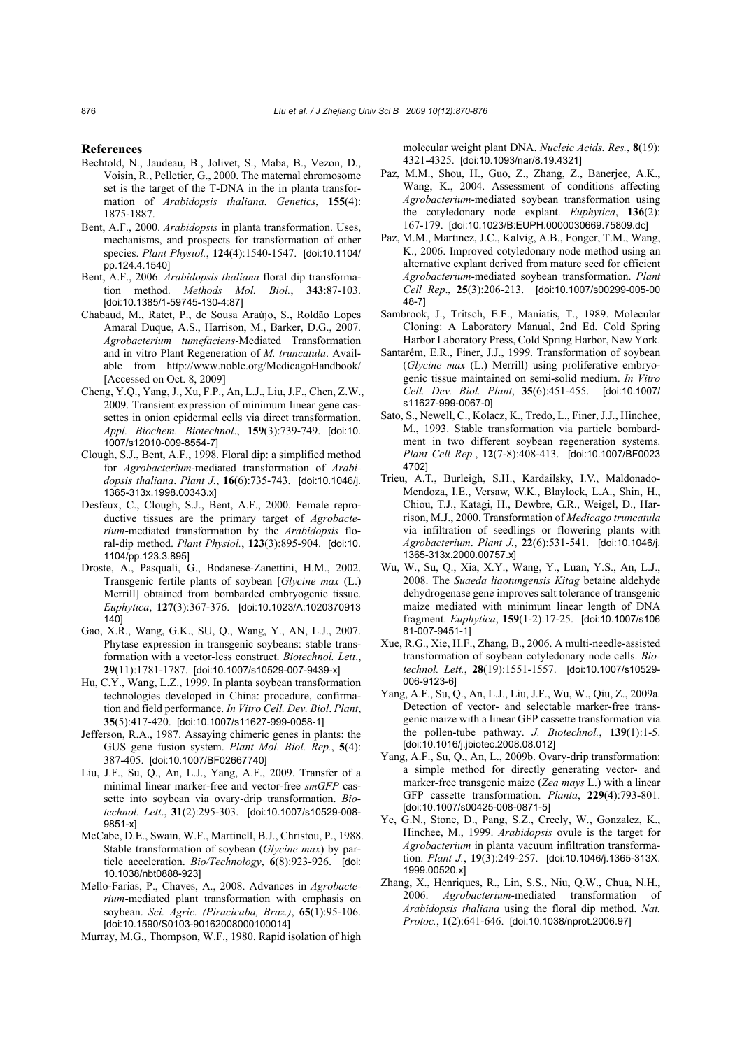## References

Bechtold, N., Jaudeau, B., Jolivet, S., Maba, B., Vezon, D., Voisin, R., Pelletier, G., 2000. The maternal chromosome set is the target of the T-DNA in the in planta transformation of *Arabidopsis thaliana*. *Genetics*, **155**(4): 1875-1887.

Bent, A.F., 2000. *Arabidopsis* in planta transformation. Uses, mechanisms, and prospects for transformation of other species. *Plant Physiol.*, **124**(4):1540-1547. [doi:10.1104/pp.124.4.1540]

Bent, A.F., 2006. *Arabidopsis thaliana* floral dip transformation method. *Methods Mol. Biol.*, **343**:87-103. [doi:10.1385/1-59745-130-4:87]

Chabaud, M., Ratet, P., de Sousa Araújo, S., Roldão Lopes Amaral Duque, A.S., Harrison, M., Barker, D.G., 2007. *Agrobacterium tumefaciens*-Mediated Transformation and in vitro Plant Regeneration of *M. truncatula*. Available from http://www.noble.org/MedicagoHandbook/ [Accessed on Oct. 8, 2009]

Cheng, Y.Q., Yang, J., Xu, F.P., An, L.J., Liu, J.F., Chen, Z.W., 2009. Transient expression of minimum linear gene cassettes in onion epidermal cells via direct transformation. *Appl. Biochem. Biotechnol*., **159**(3):739-749. [doi:10.1007/s12010-009-8554-7]

Clough, S.J., Bent, A.F., 1998. Floral dip: a simplified method for *Agrobacterium*-mediated transformation of *Arabidopsis thaliana*. *Plant J.*, **16**(6):735-743. [doi:10.1046/j.1365-313x.1998.00343.x]

Desfeux, C., Clough, S.J., Bent, A.F., 2000. Female reproductive tissues are the primary target of *Agrobacterium*-mediated transformation by the *Arabidopsis* floral-dip method. *Plant Physiol.*, **123**(3):895-904. [doi:10.1104/pp.123.3.895]

Droste, A., Pasquali, G., Bodanese-Zanettini, H.M., 2002. Transgenic fertile plants of soybean [*Glycine max* (L.) Merrill] obtained from bombarded embryogenic tissue. *Euphytica*, **127**(3):367-376. [doi:10.1023/A:1020370913140]

Gao, X.R., Wang, G.K., SU, Q., Wang, Y., AN, L.J., 2007. Phytase expression in transgenic soybeans: stable transformation with a vector-less construct. *Biotechnol. Lett*., **29**(11):1781-1787. [doi:10.1007/s10529-007-9439-x]

Hu, C.Y., Wang, L.Z., 1999. In planta soybean transformation technologies developed in China: procedure, confirmation and field performance. *In Vitro Cell. Dev. Biol*. *Plant*, **35**(5):417-420. [doi:10.1007/s11627-999-0058-1]

Jefferson, R.A., 1987. Assaying chimeric genes in plants: the GUS gene fusion system. *Plant Mol. Biol. Rep.*, **5**(4): 387-405. [doi:10.1007/BF02667740]

Liu, J.F., Su, Q., An, L.J., Yang, A.F., 2009. Transfer of a minimal linear marker-free and vector-free *smGFP* cassette into soybean via ovary-drip transformation. *Biotechnol. Lett*., **31**(2):295-303. [doi:10.1007/s10529-008-9851-x]

McCabe, D.E., Swain, W.F., Martinell, B.J., Christou, P., 1988. Stable transformation of soybean (*Glycine max*) by particle acceleration. *Bio/Technology*, **6**(8):923-926. [doi:10.1038/nbt0888-923]

Mello-Farias, P., Chaves, A., 2008. Advances in *Agrobacterium*-mediated plant transformation with emphasis on soybean. *Sci. Agric. (Piracicaba, Braz.)*, **65**(1):95-106. [doi:10.1590/S0103-90162008000100014]

Murray, M.G., Thompson, W.F., 1980. Rapid isolation of high molecular weight plant DNA. *Nucleic Acids. Res.*, **8**(19): 4321-4325. [doi:10.1093/nar/8.19.4321]

Paz, M.M., Shou, H., Guo, Z., Zhang, Z., Banerjee, A.K., Wang, K., 2004. Assessment of conditions affecting *Agrobacterium*-mediated soybean transformation using the cotyledonary node explant. *Euphytica*, **136**(2): 167-179. [doi:10.1023/B:EUPH.0000030669.75809.dc]

Paz, M.M., Martinez, J.C., Kalvig, A.B., Fonger, T.M., Wang, K., 2006. Improved cotyledonary node method using an alternative explant derived from mature seed for efficient *Agrobacterium*-mediated soybean transformation. *Plant Cell Rep*., **25**(3):206-213. [doi:10.1007/s00299-005-0048-7]

Sambrook, J., Tritsch, E.F., Maniatis, T., 1989. Molecular Cloning: A Laboratory Manual, 2nd Ed. Cold Spring Harbor Laboratory Press, Cold Spring Harbor, New York.

Santarém, E.R., Finer, J.J., 1999. Transformation of soybean (*Glycine max* (L.) Merrill) using proliferative embryogenic tissue maintained on semi-solid medium. *In Vitro Cell. Dev. Biol. Plant*, **35**(6):451-455. [doi:10.1007/s11627-999-0067-0]

Sato, S., Newell, C., Kolacz, K., Tredo, L., Finer, J., Hinchee, M., 1993. Stable transformation via particle bombardment in two different soybean regeneration systems. *Plant Cell Rep.*, **12**(7-8):408-413. [doi:10.1007/BF00234702]

Trieu, A.T., Burleigh, S.H., Kardailsky, I.V., Maldonado-Mendoza, I.E., Versaw, W.K., Blaylock, L.A., Shin, H., Chiou, T.J., Katagi, H., Dewbre, G.R., Weigel, D., Harrison, M.J., 2000. Transformation of *Medicago truncatula* via infiltration of seedlings or flowering plants with *Agrobacterium*. *Plant J.*, **22**(6):531-541. [doi:10.1046/j.1365-313x.2000.00757.x]

Wu, W., Su, Q., Xia, X.Y., Wang, Y., Luan, Y.S., An, L.J., 2008. The *Suaeda liaotungensis Kitag* betaine aldehyde dehydrogenase gene improves salt tolerance of transgenic maize mediated with minimum linear length of DNA fragment. *Euphytica*, **159**(1-2):17-25. [doi:10.1007/s10681-007-9451-1]

Xue, R.G., Xie, H.F., Zhang, B., 2006. A multi-needle-assisted transformation of soybean cotyledonary node cells. *Biotechnol. Lett.*, **28**(19):1551-1557. [doi:10.1007/s10529-006-9123-6]

Yang, A.F., Su, Q., An, L.J., Liu, J.F., Wu, W., Qiu, Z., 2009a. Detection of vector- and selectable marker-free transgenic maize with a linear GFP cassette transformation via the pollen-tube pathway. *J. Biotechnol.*, **139**(1):1-5. [doi:10.1016/j.jbiotec.2008.08.012]

Yang, A.F., Su, Q., An, L., 2009b. Ovary-drip transformation: a simple method for directly generating vector- and marker-free transgenic maize (*Zea mays* L.) with a linear GFP cassette transformation. *Planta*, **229**(4):793-801. [doi:10.1007/s00425-008-0871-5]

Ye, G.N., Stone, D., Pang, S.Z., Creely, W., Gonzalez, K., Hinchee, M., 1999. *Arabidopsis* ovule is the target for *Agrobacterium* in planta vacuum infiltration transformation. *Plant J.*, **19**(3):249-257. [doi:10.1046/j.1365-313X.1999.00520.x]

Zhang, X., Henriques, R., Lin, S.S., Niu, Q.W., Chua, N.H., 2006. *Agrobacterium*-mediated transformation of *Arabidopsis thaliana* using the floral dip method. *Nat. Protoc.*, **1**(2):641-646. [doi:10.1038/nprot.2006.97]